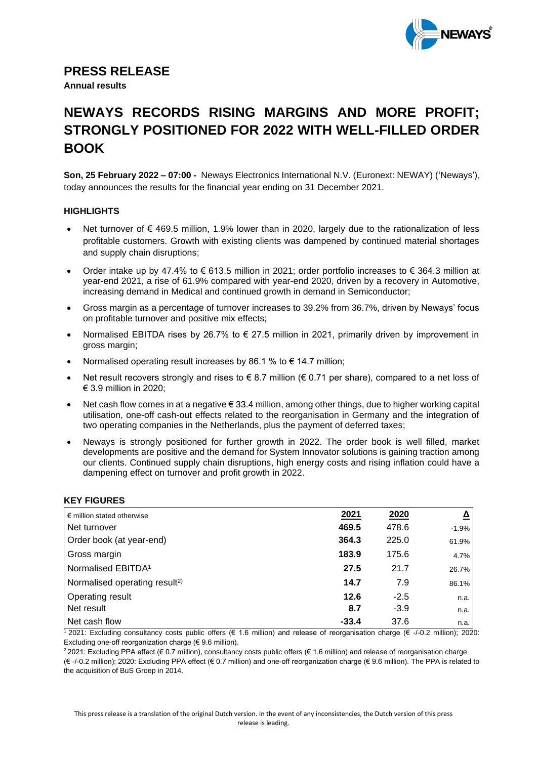# PRESS RELEASE

**Annual results**

# NEWAYS RECORDS RISING MARGINS AND MORE PROFIT; STRONGLY POSITIONED FOR 2022 WITH WELL-FILLED ORDER BOOK

**Son, 25 February 2022 – 07:00 -** Neways Electronics International N.V. (Euronext: NEWAY) ('Neways'), today announces the results for the financial year ending on 31 December 2021.

### HIGHLIGHTS

- Net turnover of € 469.5 million, 1.9% lower than in 2020, largely due to the rationalization of less profitable customers. Growth with existing clients was dampened by continued material shortages and supply chain disruptions;
- Order intake up by 47.4% to € 613.5 million in 2021; order portfolio increases to € 364.3 million at year-end 2021, a rise of 61.9% compared with year-end 2020, driven by a recovery in Automotive, increasing demand in Medical and continued growth in demand in Semiconductor;
- Gross margin as a percentage of turnover increases to 39.2% from 36.7%, driven by Neways' focus on profitable turnover and positive mix effects;
- Normalised EBITDA rises by 26.7% to € 27.5 million in 2021, primarily driven by improvement in gross margin;
- Normalised operating result increases by 86.1 % to € 14.7 million;
- Net result recovers strongly and rises to € 8.7 million (€ 0.71 per share), compared to a net loss of € 3.9 million in 2020;
- Net cash flow comes in at a negative € 33.4 million, among other things, due to higher working capital utilisation, one-off cash-out effects related to the reorganisation in Germany and the integration of two operating companies in the Netherlands, plus the payment of deferred taxes;
- Neways is strongly positioned for further growth in 2022. The order book is well filled, market developments are positive and the demand for System Innovator solutions is gaining traction among our clients. Continued supply chain disruptions, high energy costs and rising inflation could have a dampening effect on turnover and profit growth in 2022.

### KEY FIGURES

| € million stated otherwise | 2021 | 2020 | Δ |
|---|---|---|---|
| Net turnover | **469.5** | 478.6 | -1.9% |
| Order book (at year-end) | **364.3** | 225.0 | 61.9% |
| Gross margin | **183.9** | 175.6 | 4.7% |
| Normalised EBITDA[1] | **27.5** | 21.7 | 26.7% |
| Normalised operating result[2)] | **14.7** | 7.9 | 86.1% |
| Operating result | **12.6** | -2.5 | n.a. |
| Net result | **8.7** | -3.9 | n.a. |
| Net cash flow | **-33.4** | 37.6 | n.a. |

[1] 2021: Excluding consultancy costs public offers (€ 1.6 million) and release of reorganisation charge (€ -/-0.2 million); 2020: Excluding one-off reorganization charge (€ 9.6 million).

[2] 2021: Excluding PPA effect (€ 0.7 million), consultancy costs public offers (€ 1.6 million) and release of reorganisation charge (€ -/-0.2 million); 2020: Excluding PPA effect (€ 0.7 million) and one-off reorganization charge (€ 9.6 million). The PPA is related to the acquisition of BuS Groep in 2014.

This press release is a translation of the original Dutch version. In the event of any inconsistencies, the Dutch version of this press release is leading.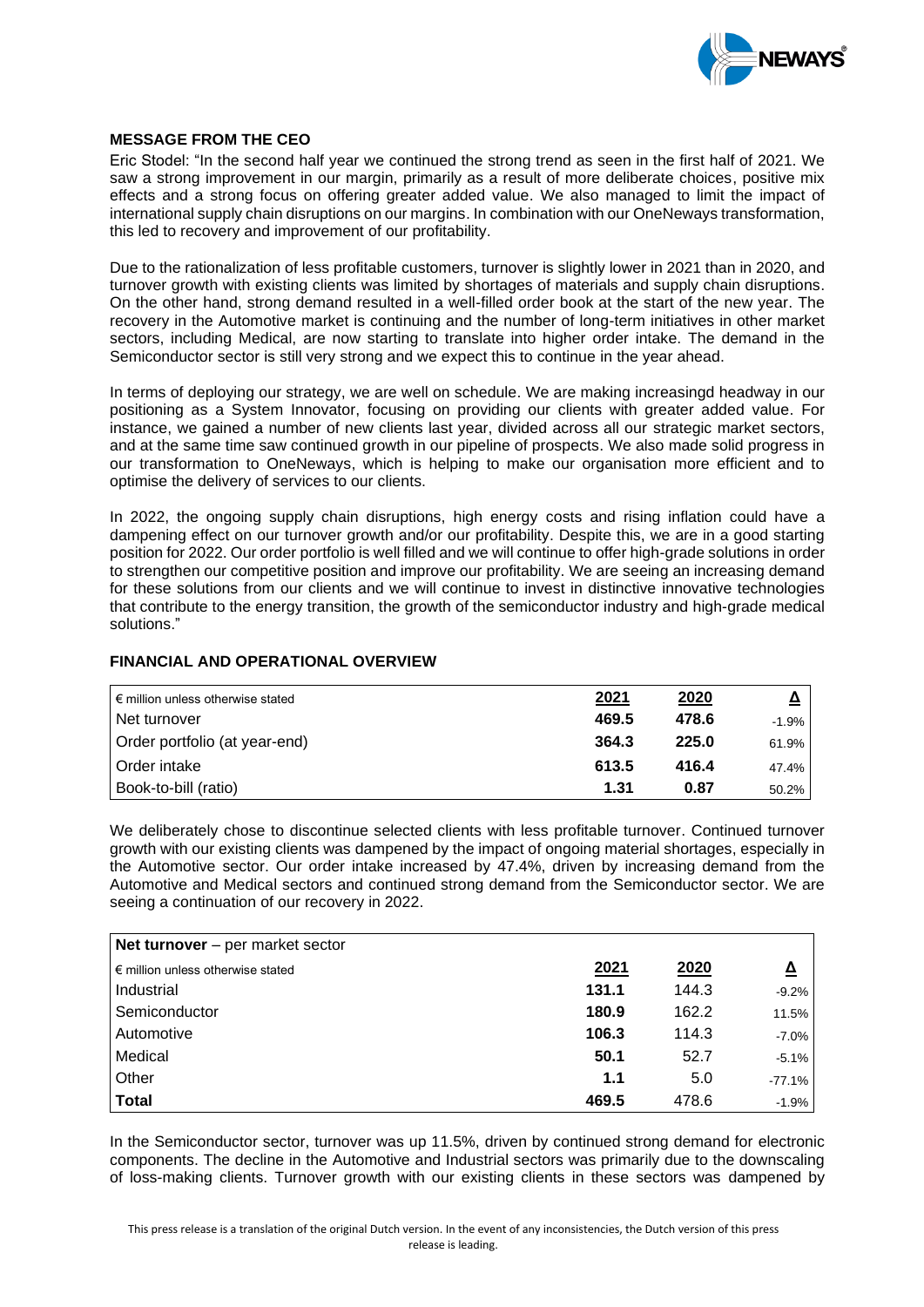## MESSAGE FROM THE CEO

Eric Stodel: "In the second half year we continued the strong trend as seen in the first half of 2021. We saw a strong improvement in our margin, primarily as a result of more deliberate choices, positive mix effects and a strong focus on offering greater added value. We also managed to limit the impact of international supply chain disruptions on our margins. In combination with our OneNeways transformation, this led to recovery and improvement of our profitability.

Due to the rationalization of less profitable customers, turnover is slightly lower in 2021 than in 2020, and turnover growth with existing clients was limited by shortages of materials and supply chain disruptions. On the other hand, strong demand resulted in a well-filled order book at the start of the new year. The recovery in the Automotive market is continuing and the number of long-term initiatives in other market sectors, including Medical, are now starting to translate into higher order intake. The demand in the Semiconductor sector is still very strong and we expect this to continue in the year ahead.

In terms of deploying our strategy, we are well on schedule. We are making increasingd headway in our positioning as a System Innovator, focusing on providing our clients with greater added value. For instance, we gained a number of new clients last year, divided across all our strategic market sectors, and at the same time saw continued growth in our pipeline of prospects. We also made solid progress in our transformation to OneNeways, which is helping to make our organisation more efficient and to optimise the delivery of services to our clients.

In 2022, the ongoing supply chain disruptions, high energy costs and rising inflation could have a dampening effect on our turnover growth and/or our profitability. Despite this, we are in a good starting position for 2022. Our order portfolio is well filled and we will continue to offer high-grade solutions in order to strengthen our competitive position and improve our profitability. We are seeing an increasing demand for these solutions from our clients and we will continue to invest in distinctive innovative technologies that contribute to the energy transition, the growth of the semiconductor industry and high-grade medical solutions."

## FINANCIAL AND OPERATIONAL OVERVIEW

| € million unless otherwise stated | 2021 | 2020 | Δ |
|---|---|---|---|
| Net turnover | **469.5** | **478.6** | -1.9% |
| Order portfolio (at year-end) | **364.3** | **225.0** | 61.9% |
| Order intake | **613.5** | **416.4** | 47.4% |
| Book-to-bill (ratio) | **1.31** | **0.87** | 50.2% |

We deliberately chose to discontinue selected clients with less profitable turnover. Continued turnover growth with our existing clients was dampened by the impact of ongoing material shortages, especially in the Automotive sector. Our order intake increased by 47.4%, driven by increasing demand from the Automotive and Medical sectors and continued strong demand from the Semiconductor sector. We are seeing a continuation of our recovery in 2022.

| **Net turnover** – per market sector | | | |
|---|---|---|---|
| € million unless otherwise stated | 2021 | 2020 | Δ |
| Industrial | **131.1** | 144.3 | -9.2% |
| Semiconductor | **180.9** | 162.2 | 11.5% |
| Automotive | **106.3** | 114.3 | -7.0% |
| Medical | **50.1** | 52.7 | -5.1% |
| Other | **1.1** | 5.0 | -77.1% |
| **Total** | **469.5** | 478.6 | -1.9% |

In the Semiconductor sector, turnover was up 11.5%, driven by continued strong demand for electronic components. The decline in the Automotive and Industrial sectors was primarily due to the downscaling of loss-making clients. Turnover growth with our existing clients in these sectors was dampened by

This press release is a translation of the original Dutch version. In the event of any inconsistencies, the Dutch version of this press release is leading.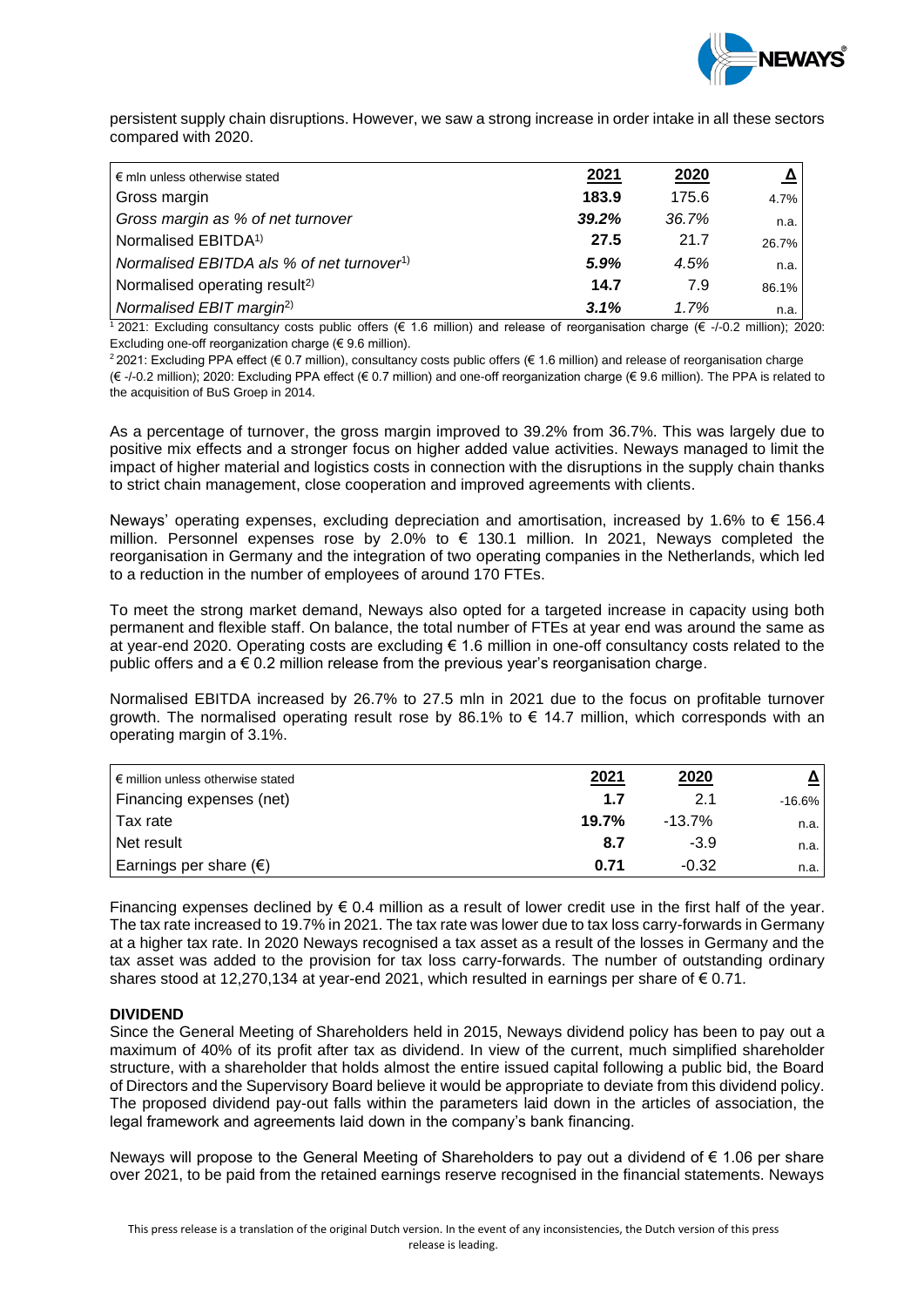persistent supply chain disruptions. However, we saw a strong increase in order intake in all these sectors compared with 2020.

| € mln unless otherwise stated | 2021 | 2020 | Δ |
|---|---|---|---|
| Gross margin | **183.9** | 175.6 | 4.7% |
| *Gross margin as % of net turnover* | ***39.2%*** | *36.7%* | n.a. |
| Normalised EBITDA[1)] | **27.5** | 21.7 | 26.7% |
| *Normalised EBITDA als % of net turnover[1)]* | ***5.9%*** | *4.5%* | n.a. |
| Normalised operating result[2)] | **14.7** | 7.9 | 86.1% |
| *Normalised EBIT margin[2)]* | ***3.1%*** | *1.7%* | n.a. |

[1] 2021: Excluding consultancy costs public offers (€ 1.6 million) and release of reorganisation charge (€ -/-0.2 million); 2020: Excluding one-off reorganization charge (€ 9.6 million).

[2] 2021: Excluding PPA effect (€ 0.7 million), consultancy costs public offers (€ 1.6 million) and release of reorganisation charge (€ -/-0.2 million); 2020: Excluding PPA effect (€ 0.7 million) and one-off reorganization charge (€ 9.6 million). The PPA is related to the acquisition of BuS Groep in 2014.

As a percentage of turnover, the gross margin improved to 39.2% from 36.7%. This was largely due to positive mix effects and a stronger focus on higher added value activities. Neways managed to limit the impact of higher material and logistics costs in connection with the disruptions in the supply chain thanks to strict chain management, close cooperation and improved agreements with clients.

Neways' operating expenses, excluding depreciation and amortisation, increased by 1.6% to € 156.4 million. Personnel expenses rose by 2.0% to € 130.1 million. In 2021, Neways completed the reorganisation in Germany and the integration of two operating companies in the Netherlands, which led to a reduction in the number of employees of around 170 FTEs.

To meet the strong market demand, Neways also opted for a targeted increase in capacity using both permanent and flexible staff. On balance, the total number of FTEs at year end was around the same as at year-end 2020. Operating costs are excluding € 1.6 million in one-off consultancy costs related to the public offers and a € 0.2 million release from the previous year's reorganisation charge.

Normalised EBITDA increased by 26.7% to 27.5 mln in 2021 due to the focus on profitable turnover growth. The normalised operating result rose by 86.1% to € 14.7 million, which corresponds with an operating margin of 3.1%.

| € million unless otherwise stated | 2021 | 2020 | Δ |
|---|---|---|---|
| Financing expenses (net) | **1.7** | 2.1 | -16.6% |
| Tax rate | **19.7%** | -13.7% | n.a. |
| Net result | **8.7** | -3.9 | n.a. |
| Earnings per share (€) | **0.71** | -0.32 | n.a. |

Financing expenses declined by € 0.4 million as a result of lower credit use in the first half of the year. The tax rate increased to 19.7% in 2021. The tax rate was lower due to tax loss carry-forwards in Germany at a higher tax rate. In 2020 Neways recognised a tax asset as a result of the losses in Germany and the tax asset was added to the provision for tax loss carry-forwards. The number of outstanding ordinary shares stood at 12,270,134 at year-end 2021, which resulted in earnings per share of € 0.71.

**DIVIDEND**

Since the General Meeting of Shareholders held in 2015, Neways dividend policy has been to pay out a maximum of 40% of its profit after tax as dividend. In view of the current, much simplified shareholder structure, with a shareholder that holds almost the entire issued capital following a public bid, the Board of Directors and the Supervisory Board believe it would be appropriate to deviate from this dividend policy. The proposed dividend pay-out falls within the parameters laid down in the articles of association, the legal framework and agreements laid down in the company's bank financing.

Neways will propose to the General Meeting of Shareholders to pay out a dividend of € 1.06 per share over 2021, to be paid from the retained earnings reserve recognised in the financial statements. Neways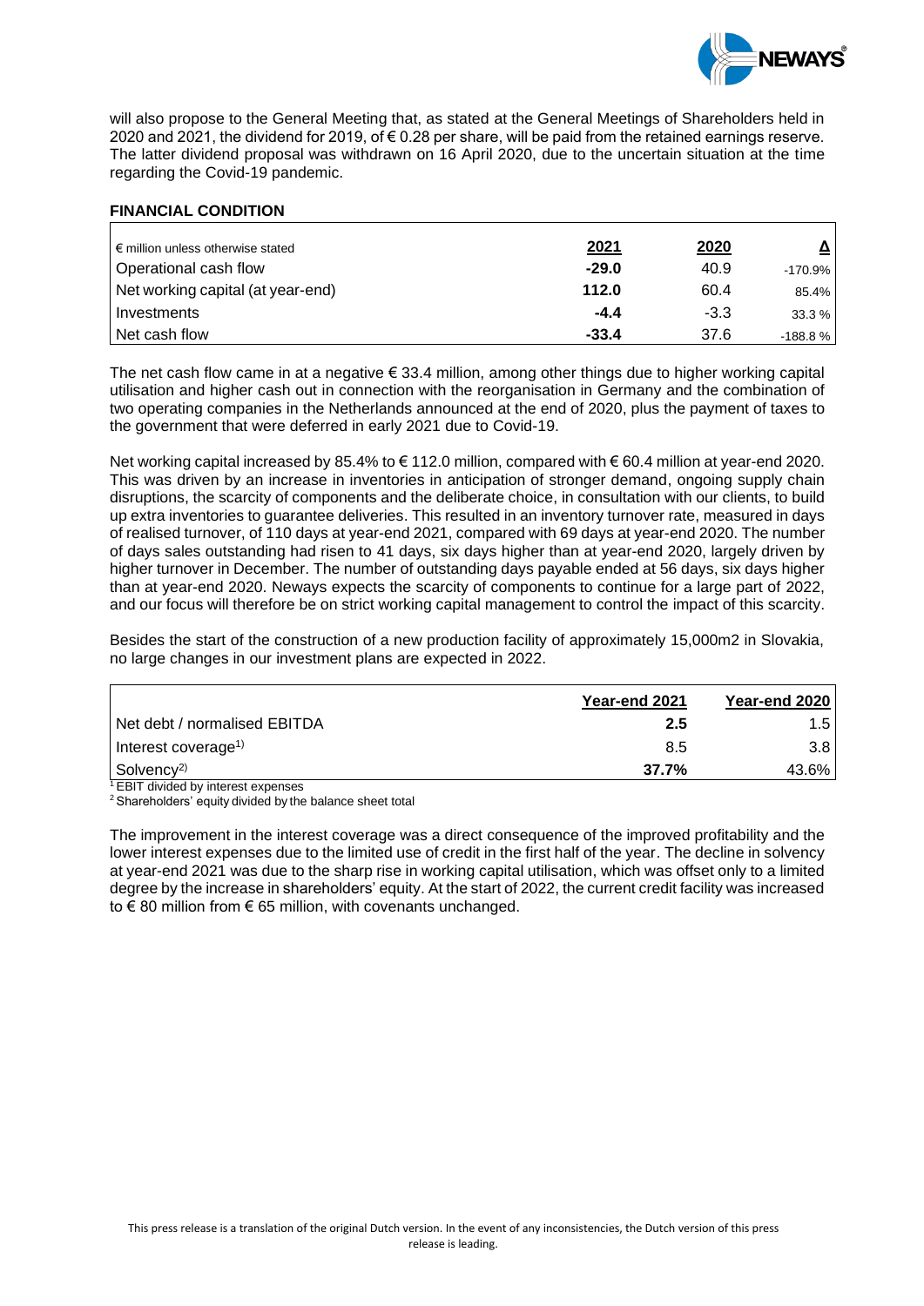will also propose to the General Meeting that, as stated at the General Meetings of Shareholders held in 2020 and 2021, the dividend for 2019, of € 0.28 per share, will be paid from the retained earnings reserve. The latter dividend proposal was withdrawn on 16 April 2020, due to the uncertain situation at the time regarding the Covid-19 pandemic.

**FINANCIAL CONDITION**

| € million unless otherwise stated | 2021 | 2020 | Δ |
|---|---|---|---|
| Operational cash flow | **-29.0** | 40.9 | -170.9% |
| Net working capital (at year-end) | **112.0** | 60.4 | 85.4% |
| Investments | **-4.4** | -3.3 | 33.3 % |
| Net cash flow | **-33.4** | 37.6 | -188.8 % |

The net cash flow came in at a negative € 33.4 million, among other things due to higher working capital utilisation and higher cash out in connection with the reorganisation in Germany and the combination of two operating companies in the Netherlands announced at the end of 2020, plus the payment of taxes to the government that were deferred in early 2021 due to Covid-19.

Net working capital increased by 85.4% to € 112.0 million, compared with € 60.4 million at year-end 2020. This was driven by an increase in inventories in anticipation of stronger demand, ongoing supply chain disruptions, the scarcity of components and the deliberate choice, in consultation with our clients, to build up extra inventories to guarantee deliveries. This resulted in an inventory turnover rate, measured in days of realised turnover, of 110 days at year-end 2021, compared with 69 days at year-end 2020. The number of days sales outstanding had risen to 41 days, six days higher than at year-end 2020, largely driven by higher turnover in December. The number of outstanding days payable ended at 56 days, six days higher than at year-end 2020. Neways expects the scarcity of components to continue for a large part of 2022, and our focus will therefore be on strict working capital management to control the impact of this scarcity.

Besides the start of the construction of a new production facility of approximately 15,000m2 in Slovakia, no large changes in our investment plans are expected in 2022.

| | Year-end 2021 | Year-end 2020 |
|---|---|---|
| Net debt / normalised EBITDA | **2.5** | 1.5 |
| Interest coverage[1)] | 8.5 | 3.8 |
| Solvency[2)] | **37.7%** | 43.6% |

[1] EBIT divided by interest expenses
[2] Shareholders' equity divided by the balance sheet total

The improvement in the interest coverage was a direct consequence of the improved profitability and the lower interest expenses due to the limited use of credit in the first half of the year. The decline in solvency at year-end 2021 was due to the sharp rise in working capital utilisation, which was offset only to a limited degree by the increase in shareholders' equity. At the start of 2022, the current credit facility was increased to € 80 million from € 65 million, with covenants unchanged.

This press release is a translation of the original Dutch version. In the event of any inconsistencies, the Dutch version of this press release is leading.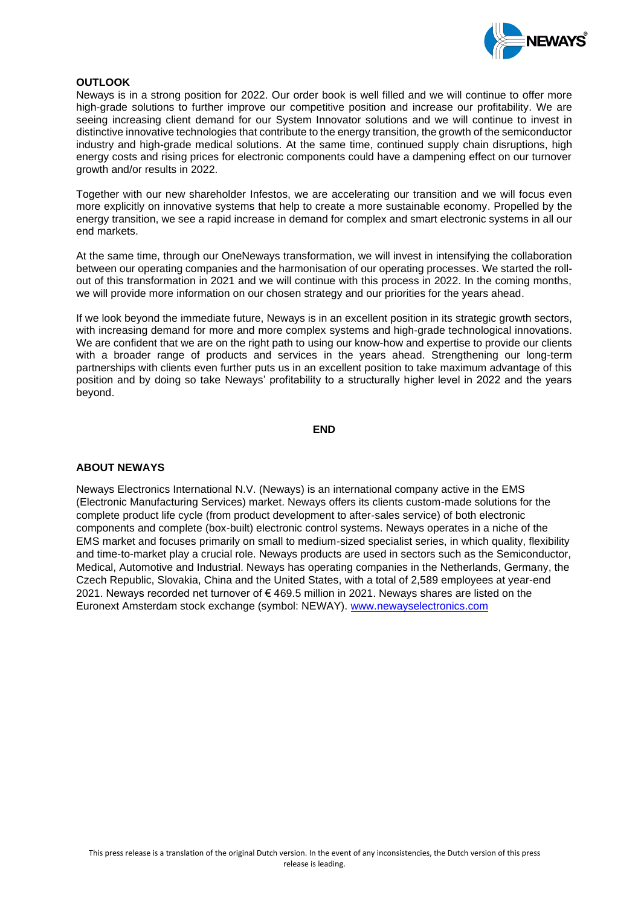## OUTLOOK

Neways is in a strong position for 2022. Our order book is well filled and we will continue to offer more high-grade solutions to further improve our competitive position and increase our profitability. We are seeing increasing client demand for our System Innovator solutions and we will continue to invest in distinctive innovative technologies that contribute to the energy transition, the growth of the semiconductor industry and high-grade medical solutions. At the same time, continued supply chain disruptions, high energy costs and rising prices for electronic components could have a dampening effect on our turnover growth and/or results in 2022.

Together with our new shareholder Infestos, we are accelerating our transition and we will focus even more explicitly on innovative systems that help to create a more sustainable economy. Propelled by the energy transition, we see a rapid increase in demand for complex and smart electronic systems in all our end markets.

At the same time, through our OneNeways transformation, we will invest in intensifying the collaboration between our operating companies and the harmonisation of our operating processes. We started the roll-out of this transformation in 2021 and we will continue with this process in 2022. In the coming months, we will provide more information on our chosen strategy and our priorities for the years ahead.

If we look beyond the immediate future, Neways is in an excellent position in its strategic growth sectors, with increasing demand for more and more complex systems and high-grade technological innovations. We are confident that we are on the right path to using our know-how and expertise to provide our clients with a broader range of products and services in the years ahead. Strengthening our long-term partnerships with clients even further puts us in an excellent position to take maximum advantage of this position and by doing so take Neways' profitability to a structurally higher level in 2022 and the years beyond.

**END**

## ABOUT NEWAYS

Neways Electronics International N.V. (Neways) is an international company active in the EMS (Electronic Manufacturing Services) market. Neways offers its clients custom-made solutions for the complete product life cycle (from product development to after-sales service) of both electronic components and complete (box-built) electronic control systems. Neways operates in a niche of the EMS market and focuses primarily on small to medium-sized specialist series, in which quality, flexibility and time-to-market play a crucial role. Neways products are used in sectors such as the Semiconductor, Medical, Automotive and Industrial. Neways has operating companies in the Netherlands, Germany, the Czech Republic, Slovakia, China and the United States, with a total of 2,589 employees at year-end 2021. Neways recorded net turnover of € 469.5 million in 2021. Neways shares are listed on the Euronext Amsterdam stock exchange (symbol: NEWAY). www.newayselectronics.com

This press release is a translation of the original Dutch version. In the event of any inconsistencies, the Dutch version of this press release is leading.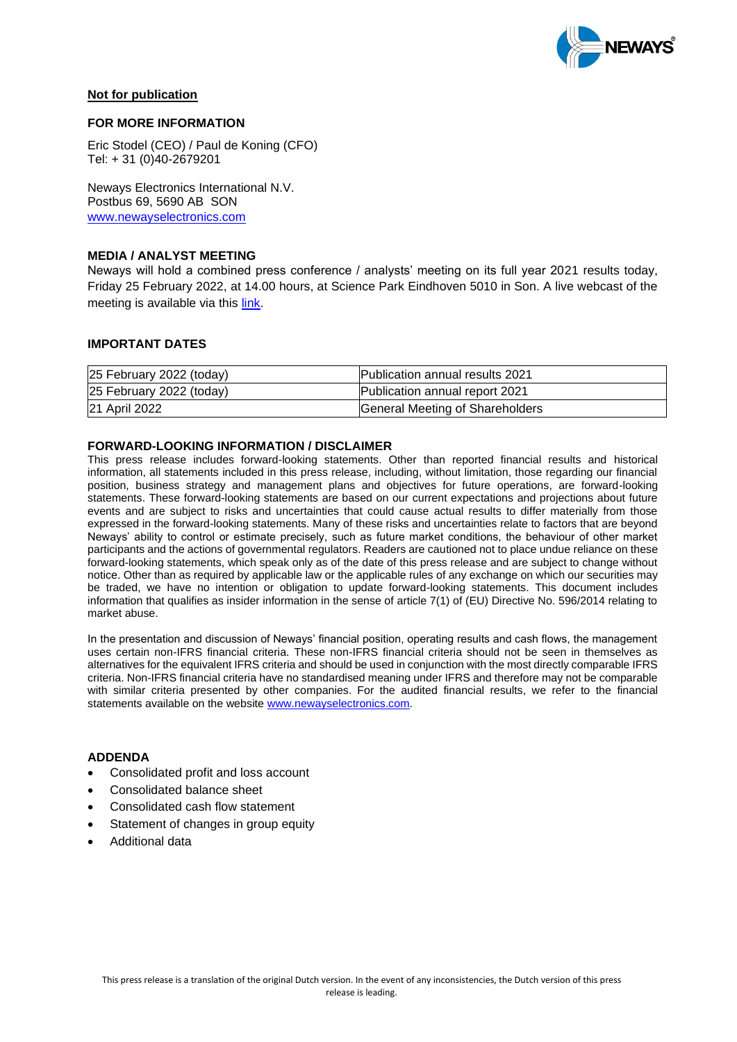**Not for publication**

**FOR MORE INFORMATION**

Eric Stodel (CEO) / Paul de Koning (CFO)
Tel: + 31 (0)40-2679201

Neways Electronics International N.V.
Postbus 69, 5690 AB SON
www.newayselectronics.com

**MEDIA / ANALYST MEETING**

Neways will hold a combined press conference / analysts' meeting on its full year 2021 results today, Friday 25 February 2022, at 14.00 hours, at Science Park Eindhoven 5010 in Son. A live webcast of the meeting is available via this link.

**IMPORTANT DATES**

| 25 February 2022 (today) | Publication annual results 2021 |
| --- | --- |
| 25 February 2022 (today) | Publication annual report 2021 |
| 21 April 2022 | General Meeting of Shareholders |

**FORWARD-LOOKING INFORMATION / DISCLAIMER**

This press release includes forward-looking statements. Other than reported financial results and historical information, all statements included in this press release, including, without limitation, those regarding our financial position, business strategy and management plans and objectives for future operations, are forward-looking statements. These forward-looking statements are based on our current expectations and projections about future events and are subject to risks and uncertainties that could cause actual results to differ materially from those expressed in the forward-looking statements. Many of these risks and uncertainties relate to factors that are beyond Neways' ability to control or estimate precisely, such as future market conditions, the behaviour of other market participants and the actions of governmental regulators. Readers are cautioned not to place undue reliance on these forward-looking statements, which speak only as of the date of this press release and are subject to change without notice. Other than as required by applicable law or the applicable rules of any exchange on which our securities may be traded, we have no intention or obligation to update forward-looking statements. This document includes information that qualifies as insider information in the sense of article 7(1) of (EU) Directive No. 596/2014 relating to market abuse.

In the presentation and discussion of Neways' financial position, operating results and cash flows, the management uses certain non-IFRS financial criteria. These non-IFRS financial criteria should not be seen in themselves as alternatives for the equivalent IFRS criteria and should be used in conjunction with the most directly comparable IFRS criteria. Non-IFRS financial criteria have no standardised meaning under IFRS and therefore may not be comparable with similar criteria presented by other companies. For the audited financial results, we refer to the financial statements available on the website www.newayselectronics.com.

**ADDENDA**

- Consolidated profit and loss account
- Consolidated balance sheet
- Consolidated cash flow statement
- Statement of changes in group equity
- Additional data

This press release is a translation of the original Dutch version. In the event of any inconsistencies, the Dutch version of this press release is leading.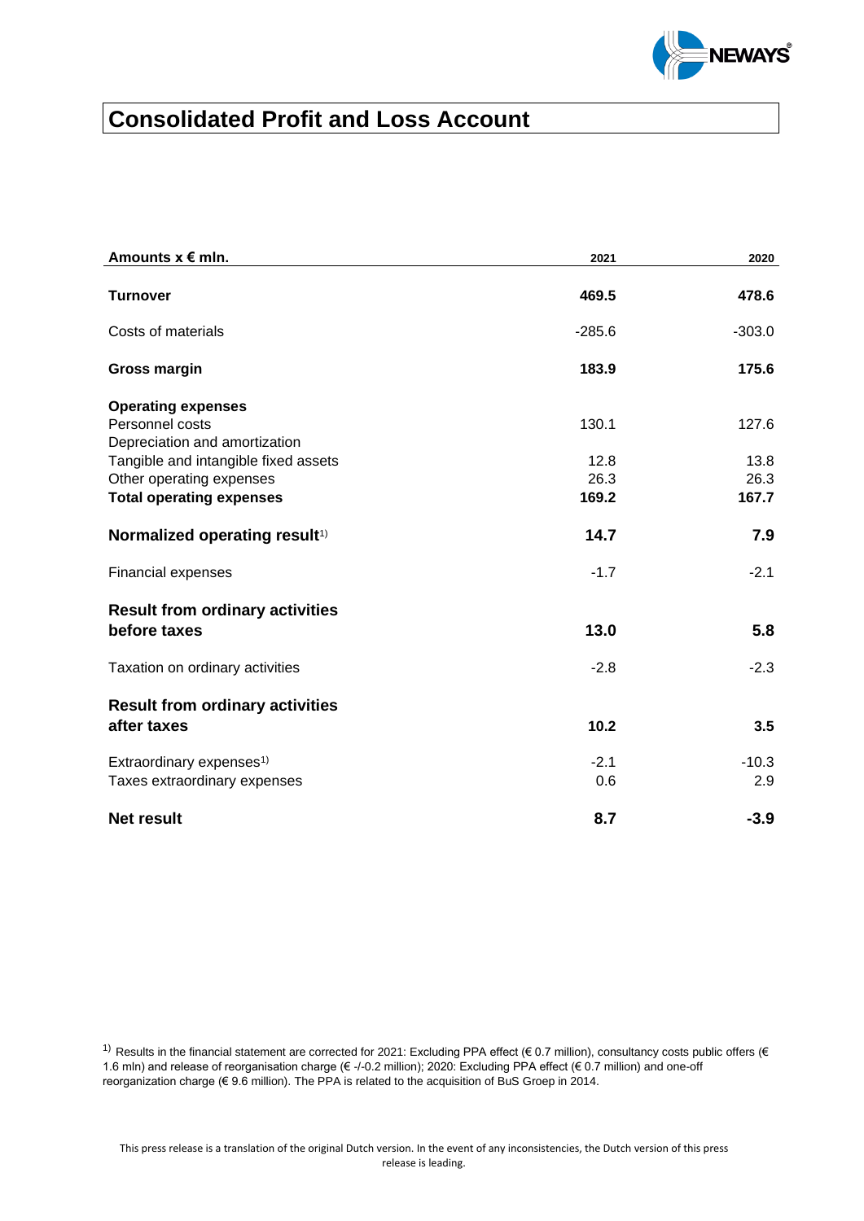# Consolidated Profit and Loss Account

| Amounts x € mln. | 2021 | 2020 |
|---|---|---|
| **Turnover** | **469.5** | **478.6** |
| Costs of materials | -285.6 | -303.0 |
| **Gross margin** | **183.9** | **175.6** |
| **Operating expenses** | | |
| Personnel costs | 130.1 | 127.6 |
| Depreciation and amortization | | |
| Tangible and intangible fixed assets | 12.8 | 13.8 |
| Other operating expenses | 26.3 | 26.3 |
| **Total operating expenses** | **169.2** | **167.7** |
| **Normalized operating result**[1)] | **14.7** | **7.9** |
| Financial expenses | -1.7 | -2.1 |
| **Result from ordinary activities before taxes** | **13.0** | **5.8** |
| Taxation on ordinary activities | -2.8 | -2.3 |
| **Result from ordinary activities after taxes** | **10.2** | **3.5** |
| Extraordinary expenses[1)] | -2.1 | -10.3 |
| Taxes extraordinary expenses | 0.6 | 2.9 |
| **Net result** | **8.7** | **-3.9** |

[1)] Results in the financial statement are corrected for 2021: Excluding PPA effect (€ 0.7 million), consultancy costs public offers (€ 1.6 mln) and release of reorganisation charge (€ -/-0.2 million); 2020: Excluding PPA effect (€ 0.7 million) and one-off reorganization charge (€ 9.6 million). The PPA is related to the acquisition of BuS Groep in 2014.

This press release is a translation of the original Dutch version. In the event of any inconsistencies, the Dutch version of this press release is leading.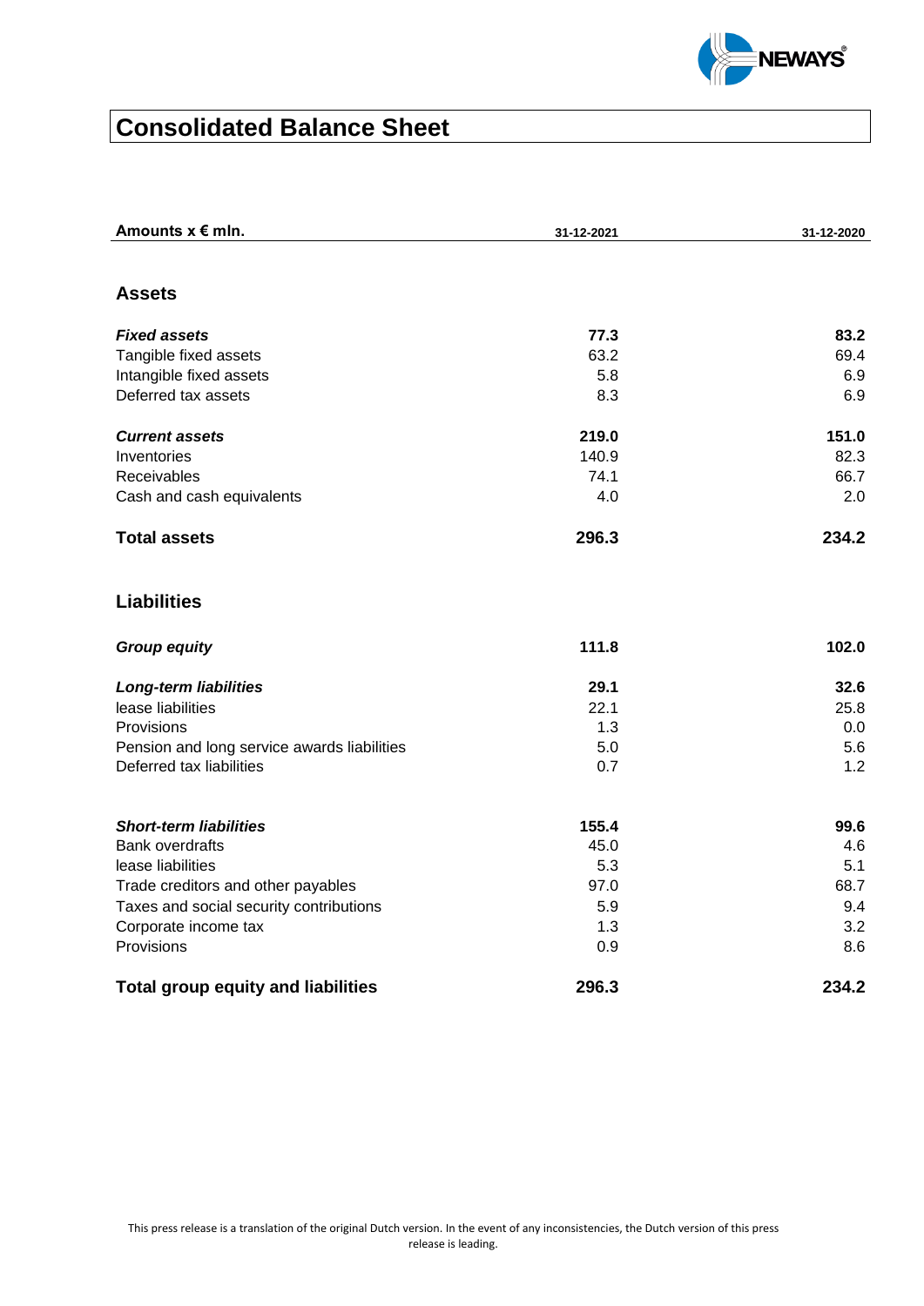# Consolidated Balance Sheet

| Amounts x € mln. | 31-12-2021 | 31-12-2020 |
|---|---|---|
| **Assets** | | |
| ***Fixed assets*** | **77.3** | **83.2** |
| Tangible fixed assets | 63.2 | 69.4 |
| Intangible fixed assets | 5.8 | 6.9 |
| Deferred tax assets | 8.3 | 6.9 |
| ***Current assets*** | **219.0** | **151.0** |
| Inventories | 140.9 | 82.3 |
| Receivables | 74.1 | 66.7 |
| Cash and cash equivalents | 4.0 | 2.0 |
| **Total assets** | **296.3** | **234.2** |
| **Liabilities** | | |
| ***Group equity*** | **111.8** | **102.0** |
| ***Long-term liabilities*** | **29.1** | **32.6** |
| lease liabilities | 22.1 | 25.8 |
| Provisions | 1.3 | 0.0 |
| Pension and long service awards liabilities | 5.0 | 5.6 |
| Deferred tax liabilities | 0.7 | 1.2 |
| ***Short-term liabilities*** | **155.4** | **99.6** |
| Bank overdrafts | 45.0 | 4.6 |
| lease liabilities | 5.3 | 5.1 |
| Trade creditors and other payables | 97.0 | 68.7 |
| Taxes and social security contributions | 5.9 | 9.4 |
| Corporate income tax | 1.3 | 3.2 |
| Provisions | 0.9 | 8.6 |
| **Total group equity and liabilities** | **296.3** | **234.2** |

This press release is a translation of the original Dutch version. In the event of any inconsistencies, the Dutch version of this press release is leading.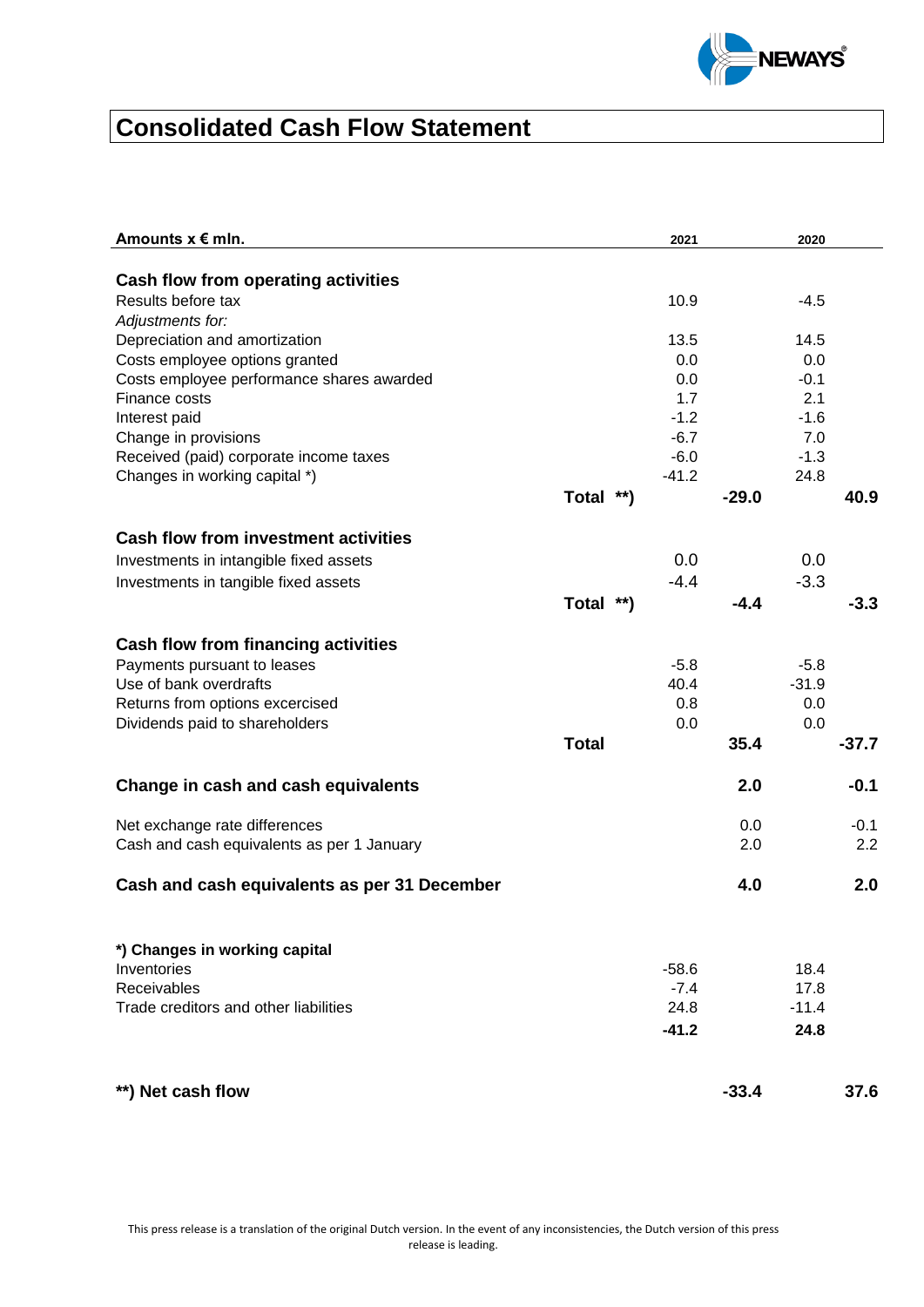# Consolidated Cash Flow Statement

| Amounts x € mln. | | 2021 | | 2020 | |
|---|---|---|---|---|---|
| **Cash flow from operating activities** | | | | | |
| Results before tax | | 10.9 | | -4.5 | |
| *Adjustments for:* | | | | | |
| Depreciation and amortization | | 13.5 | | 14.5 | |
| Costs employee options granted | | 0.0 | | 0.0 | |
| Costs employee performance shares awarded | | 0.0 | | -0.1 | |
| Finance costs | | 1.7 | | 2.1 | |
| Interest paid | | -1.2 | | -1.6 | |
| Change in provisions | | -6.7 | | 7.0 | |
| Received (paid) corporate income taxes | | -6.0 | | -1.3 | |
| Changes in working capital *) | | -41.2 | | 24.8 | |
| | **Total \*\*)** | | **-29.0** | | **40.9** |
| **Cash flow from investment activities** | | | | | |
| Investments in intangible fixed assets | | 0.0 | | 0.0 | |
| Investments in tangible fixed assets | | -4.4 | | -3.3 | |
| | **Total \*\*)** | | **-4.4** | | **-3.3** |
| **Cash flow from financing activities** | | | | | |
| Payments pursuant to leases | | -5.8 | | -5.8 | |
| Use of bank overdrafts | | 40.4 | | -31.9 | |
| Returns from options excercised | | 0.8 | | 0.0 | |
| Dividends paid to shareholders | | 0.0 | | 0.0 | |
| | **Total** | | **35.4** | | **-37.7** |
| **Change in cash and cash equivalents** | | | **2.0** | | **-0.1** |
| Net exchange rate differences | | | 0.0 | | -0.1 |
| Cash and cash equivalents as per 1 January | | | 2.0 | | 2.2 |
| **Cash and cash equivalents as per 31 December** | | | **4.0** | | **2.0** |

| *) Changes in working capital | 2021 | 2020 |
|---|---|---|
| Inventories | -58.6 | 18.4 |
| Receivables | -7.4 | 17.8 |
| Trade creditors and other liabilities | 24.8 | -11.4 |
| | **-41.2** | **24.8** |

| | 2021 | 2020 |
|---|---|---|
| **\*\*) Net cash flow** | **-33.4** | **37.6** |

This press release is a translation of the original Dutch version. In the event of any inconsistencies, the Dutch version of this press release is leading.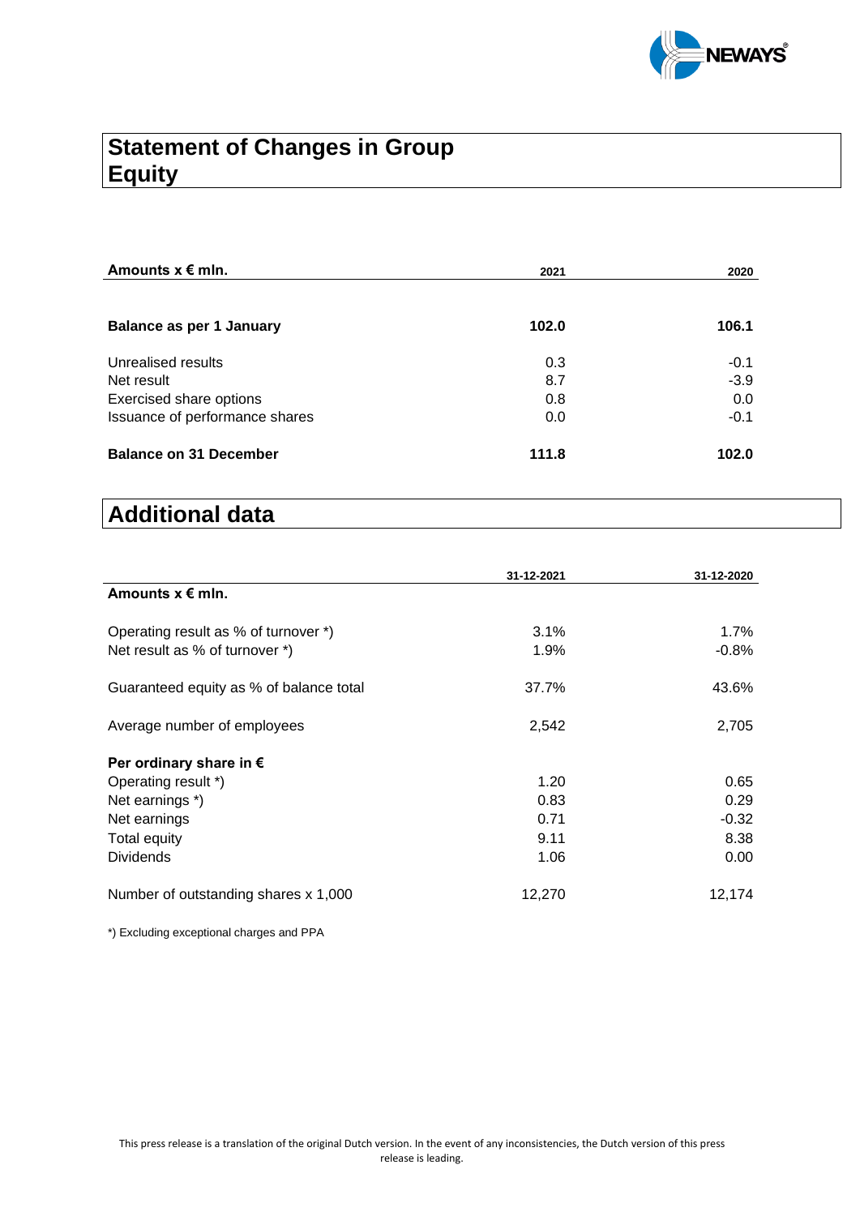## Statement of Changes in Group Equity

| Amounts x € mln. | 2021 | 2020 |
|---|---|---|
| **Balance as per 1 January** | **102.0** | **106.1** |
| Unrealised results | 0.3 | -0.1 |
| Net result | 8.7 | -3.9 |
| Exercised share options | 0.8 | 0.0 |
| Issuance of performance shares | 0.0 | -0.1 |
| **Balance on 31 December** | **111.8** | **102.0** |

## Additional data

| | 31-12-2021 | 31-12-2020 |
|---|---|---|
| **Amounts x € mln.** | | |
| Operating result as % of turnover *) | 3.1% | 1.7% |
| Net result as % of turnover *) | 1.9% | -0.8% |
| Guaranteed equity as % of balance total | 37.7% | 43.6% |
| Average number of employees | 2,542 | 2,705 |
| **Per ordinary share in €** | | |
| Operating result *) | 1.20 | 0.65 |
| Net earnings *) | 0.83 | 0.29 |
| Net earnings | 0.71 | -0.32 |
| Total equity | 9.11 | 8.38 |
| Dividends | 1.06 | 0.00 |
| Number of outstanding shares x 1,000 | 12,270 | 12,174 |

*) Excluding exceptional charges and PPA

This press release is a translation of the original Dutch version. In the event of any inconsistencies, the Dutch version of this press release is leading.